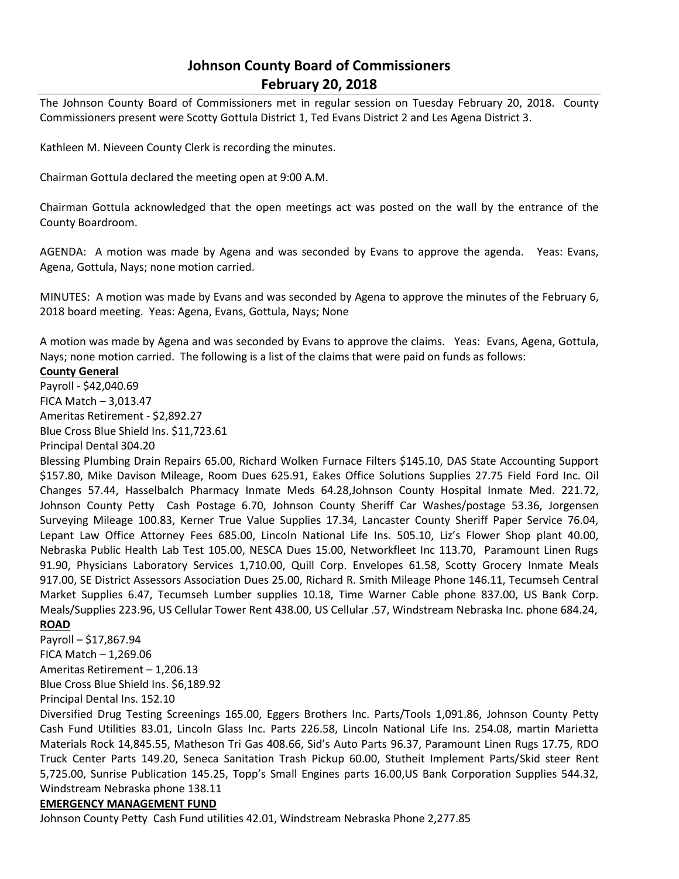# Johnson County Board of Commissioners
## February 20, 2018

The Johnson County Board of Commissioners met in regular session on Tuesday February 20, 2018. County Commissioners present were Scotty Gottula District 1, Ted Evans District 2 and Les Agena District 3.

Kathleen M. Nieveen County Clerk is recording the minutes.

Chairman Gottula declared the meeting open at 9:00 A.M.

Chairman Gottula acknowledged that the open meetings act was posted on the wall by the entrance of the County Boardroom.

AGENDA: A motion was made by Agena and was seconded by Evans to approve the agenda. Yeas: Evans, Agena, Gottula, Nays; none motion carried.

MINUTES: A motion was made by Evans and was seconded by Agena to approve the minutes of the February 6, 2018 board meeting. Yeas: Agena, Evans, Gottula, Nays; None

A motion was made by Agena and was seconded by Evans to approve the claims. Yeas: Evans, Agena, Gottula, Nays; none motion carried. The following is a list of the claims that were paid on funds as follows:

**County General**

Payroll - $42,040.69
FICA Match – 3,013.47
Ameritas Retirement - $2,892.27
Blue Cross Blue Shield Ins. $11,723.61
Principal Dental 304.20
Blessing Plumbing Drain Repairs 65.00, Richard Wolken Furnace Filters $145.10, DAS State Accounting Support $157.80, Mike Davison Mileage, Room Dues 625.91, Eakes Office Solutions Supplies 27.75 Field Ford Inc. Oil Changes 57.44, Hasselbalch Pharmacy Inmate Meds 64.28,Johnson County Hospital Inmate Med. 221.72, Johnson County Petty Cash Postage 6.70, Johnson County Sheriff Car Washes/postage 53.36, Jorgensen Surveying Mileage 100.83, Kerner True Value Supplies 17.34, Lancaster County Sheriff Paper Service 76.04, Lepant Law Office Attorney Fees 685.00, Lincoln National Life Ins. 505.10, Liz's Flower Shop plant 40.00, Nebraska Public Health Lab Test 105.00, NESCA Dues 15.00, Networkfleet Inc 113.70, Paramount Linen Rugs 91.90, Physicians Laboratory Services 1,710.00, Quill Corp. Envelopes 61.58, Scotty Grocery Inmate Meals 917.00, SE District Assessors Association Dues 25.00, Richard R. Smith Mileage Phone 146.11, Tecumseh Central Market Supplies 6.47, Tecumseh Lumber supplies 10.18, Time Warner Cable phone 837.00, US Bank Corp. Meals/Supplies 223.96, US Cellular Tower Rent 438.00, US Cellular .57, Windstream Nebraska Inc. phone 684.24,

**ROAD**

Payroll – $17,867.94
FICA Match – 1,269.06
Ameritas Retirement – 1,206.13
Blue Cross Blue Shield Ins. $6,189.92
Principal Dental Ins. 152.10
Diversified Drug Testing Screenings 165.00, Eggers Brothers Inc. Parts/Tools 1,091.86, Johnson County Petty Cash Fund Utilities 83.01, Lincoln Glass Inc. Parts 226.58, Lincoln National Life Ins. 254.08, martin Marietta Materials Rock 14,845.55, Matheson Tri Gas 408.66, Sid's Auto Parts 96.37, Paramount Linen Rugs 17.75, RDO Truck Center Parts 149.20, Seneca Sanitation Trash Pickup 60.00, Stutheit Implement Parts/Skid steer Rent 5,725.00, Sunrise Publication 145.25, Topp's Small Engines parts 16.00,US Bank Corporation Supplies 544.32, Windstream Nebraska phone 138.11

**EMERGENCY MANAGEMENT FUND**

Johnson County Petty Cash Fund utilities 42.01, Windstream Nebraska Phone 2,277.85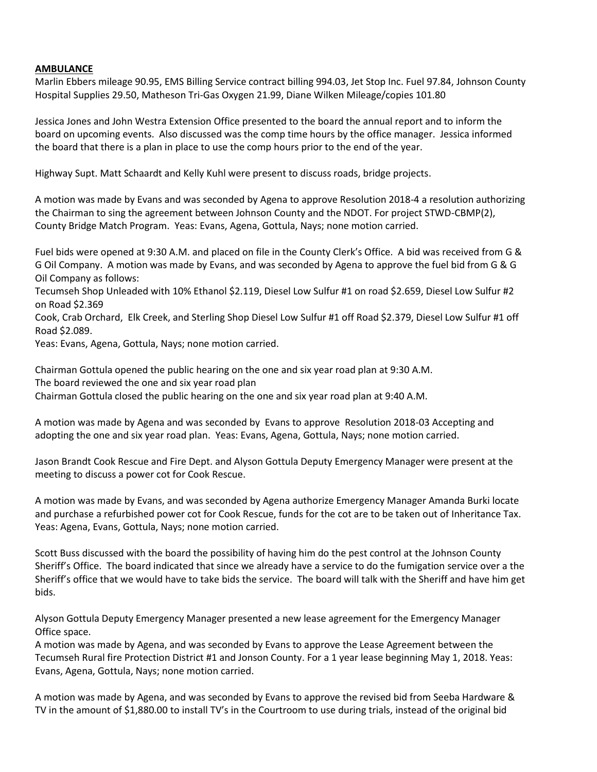**AMBULANCE**

Marlin Ebbers mileage 90.95, EMS Billing Service contract billing 994.03, Jet Stop Inc. Fuel 97.84, Johnson County Hospital Supplies 29.50, Matheson Tri-Gas Oxygen 21.99, Diane Wilken Mileage/copies 101.80

Jessica Jones and John Westra Extension Office presented to the board the annual report and to inform the board on upcoming events. Also discussed was the comp time hours by the office manager. Jessica informed the board that there is a plan in place to use the comp hours prior to the end of the year.

Highway Supt. Matt Schaardt and Kelly Kuhl were present to discuss roads, bridge projects.

A motion was made by Evans and was seconded by Agena to approve Resolution 2018-4 a resolution authorizing the Chairman to sing the agreement between Johnson County and the NDOT. For project STWD-CBMP(2), County Bridge Match Program. Yeas: Evans, Agena, Gottula, Nays; none motion carried.

Fuel bids were opened at 9:30 A.M. and placed on file in the County Clerk's Office. A bid was received from G & G Oil Company. A motion was made by Evans, and was seconded by Agena to approve the fuel bid from G & G Oil Company as follows:

Tecumseh Shop Unleaded with 10% Ethanol $2.119, Diesel Low Sulfur #1 on road $2.659, Diesel Low Sulfur #2 on Road $2.369

Cook, Crab Orchard, Elk Creek, and Sterling Shop Diesel Low Sulfur #1 off Road $2.379, Diesel Low Sulfur #1 off Road $2.089.

Yeas: Evans, Agena, Gottula, Nays; none motion carried.

Chairman Gottula opened the public hearing on the one and six year road plan at 9:30 A.M.
The board reviewed the one and six year road plan
Chairman Gottula closed the public hearing on the one and six year road plan at 9:40 A.M.

A motion was made by Agena and was seconded by Evans to approve Resolution 2018-03 Accepting and adopting the one and six year road plan. Yeas: Evans, Agena, Gottula, Nays; none motion carried.

Jason Brandt Cook Rescue and Fire Dept. and Alyson Gottula Deputy Emergency Manager were present at the meeting to discuss a power cot for Cook Rescue.

A motion was made by Evans, and was seconded by Agena authorize Emergency Manager Amanda Burki locate and purchase a refurbished power cot for Cook Rescue, funds for the cot are to be taken out of Inheritance Tax. Yeas: Agena, Evans, Gottula, Nays; none motion carried.

Scott Buss discussed with the board the possibility of having him do the pest control at the Johnson County Sheriff's Office. The board indicated that since we already have a service to do the fumigation service over a the Sheriff's office that we would have to take bids the service. The board will talk with the Sheriff and have him get bids.

Alyson Gottula Deputy Emergency Manager presented a new lease agreement for the Emergency Manager Office space.

A motion was made by Agena, and was seconded by Evans to approve the Lease Agreement between the Tecumseh Rural fire Protection District #1 and Jonson County. For a 1 year lease beginning May 1, 2018. Yeas: Evans, Agena, Gottula, Nays; none motion carried.

A motion was made by Agena, and was seconded by Evans to approve the revised bid from Seeba Hardware & TV in the amount of $1,880.00 to install TV's in the Courtroom to use during trials, instead of the original bid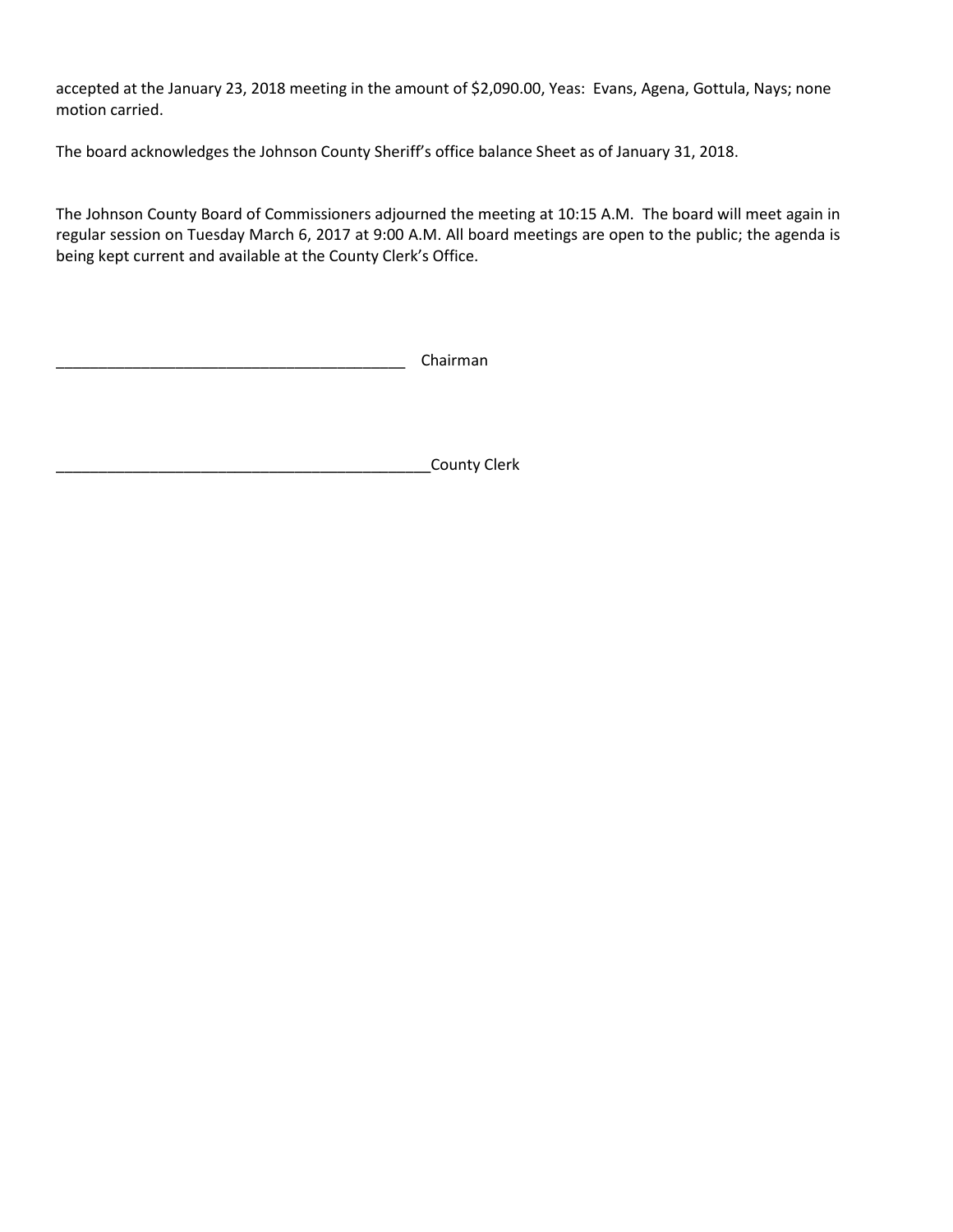accepted at the January 23, 2018 meeting in the amount of $2,090.00, Yeas: Evans, Agena, Gottula, Nays; none motion carried.

The board acknowledges the Johnson County Sheriff's office balance Sheet as of January 31, 2018.

The Johnson County Board of Commissioners adjourned the meeting at 10:15 A.M. The board will meet again in regular session on Tuesday March 6, 2017 at 9:00 A.M. All board meetings are open to the public; the agenda is being kept current and available at the County Clerk's Office.

___________________________________________ Chairman

______________________________________________County Clerk